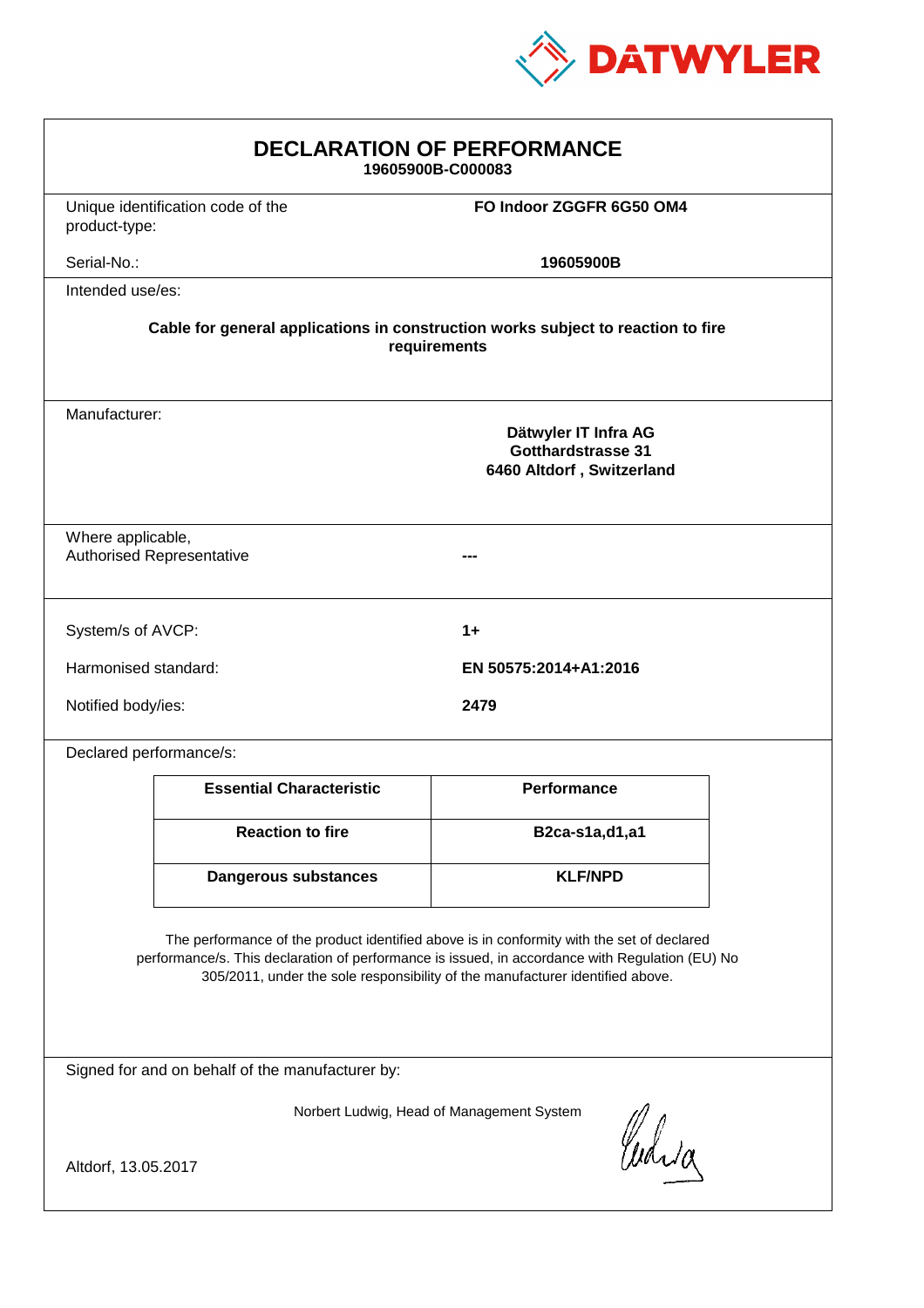DATWYLER

# DECLARATION OF PERFORMANCE

**19605900B-C000083**

| | |
|---|---|
| Unique identification code of the product-type: | **FO Indoor ZGGFR 6G50 OM4** |
| Serial-No.: | **19605900B** |

Intended use/es:

**Cable for general applications in construction works subject to reaction to fire requirements**

Manufacturer:

**Dätwyler IT Infra AG**
**Gotthardstrasse 31**
**6460 Altdorf , Switzerland**

Where applicable,
Authorised Representative **---**

| | |
|---|---|
| System/s of AVCP: | **1+** |
| Harmonised standard: | **EN 50575:2014+A1:2016** |
| Notified body/ies: | **2479** |

Declared performance/s:

| Essential Characteristic | Performance |
|---|---|
| **Reaction to fire** | **B2ca-s1a,d1,a1** |
| **Dangerous substances** | **KLF/NPD** |

The performance of the product identified above is in conformity with the set of declared performance/s. This declaration of performance is issued, in accordance with Regulation (EU) No 305/2011, under the sole responsibility of the manufacturer identified above.

Signed for and on behalf of the manufacturer by:

Norbert Ludwig, Head of Management System

Altdorf, 13.05.2017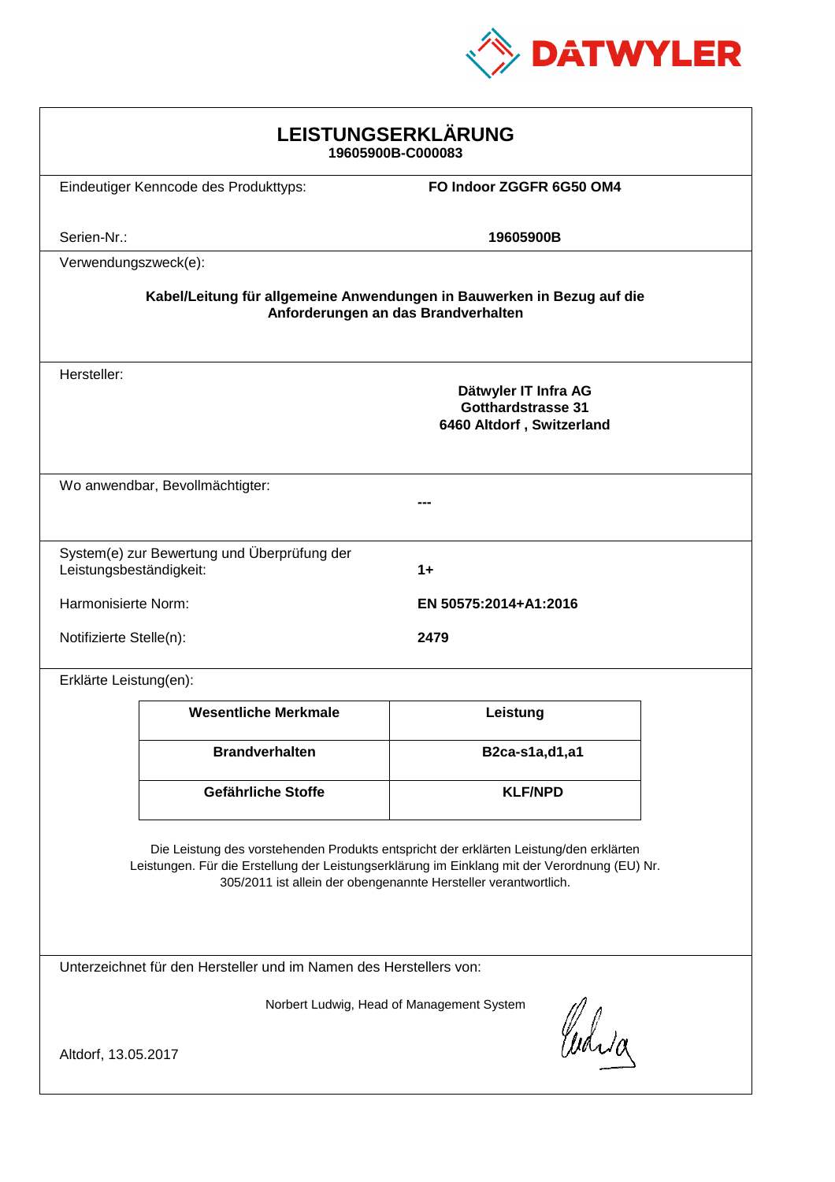DATWYLER

# LEISTUNGSERKLÄRUNG

**19605900B-C000083**

Eindeutiger Kenncode des Produkttyps: **FO Indoor ZGGFR 6G50 OM4**

Serien-Nr.: **19605900B**

Verwendungszweck(e):

**Kabel/Leitung für allgemeine Anwendungen in Bauwerken in Bezug auf die Anforderungen an das Brandverhalten**

Hersteller:

**Dätwyler IT Infra AG**
**Gotthardstrasse 31**
**6460 Altdorf , Switzerland**

Wo anwendbar, Bevollmächtigter: **---**

System(e) zur Bewertung und Überprüfung der Leistungsbeständigkeit: **1+**

Harmonisierte Norm: **EN 50575:2014+A1:2016**

Notifizierte Stelle(n): **2479**

Erklärte Leistung(en):

| Wesentliche Merkmale | Leistung |
|---|---|
| **Brandverhalten** | **B2ca-s1a,d1,a1** |
| **Gefährliche Stoffe** | **KLF/NPD** |

Die Leistung des vorstehenden Produkts entspricht der erklärten Leistung/den erklärten Leistungen. Für die Erstellung der Leistungserklärung im Einklang mit der Verordnung (EU) Nr. 305/2011 ist allein der obengenannte Hersteller verantwortlich.

Unterzeichnet für den Hersteller und im Namen des Herstellers von:

Norbert Ludwig, Head of Management System

Altdorf, 13.05.2017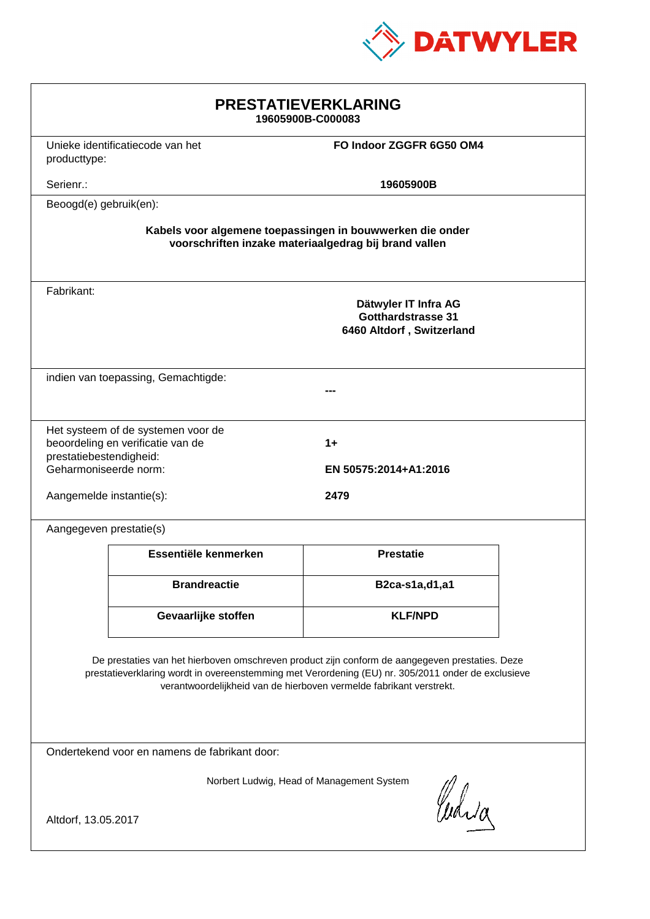DATWYLER

# PRESTATIEVERKLARING

**19605900B-C000083**

Unieke identificatiecode van het producttype: **FO Indoor ZGGFR 6G50 OM4**

Serienr.: **19605900B**

Beoogd(e) gebruik(en):

**Kabels voor algemene toepassingen in bouwwerken die onder voorschriften inzake materiaalgedrag bij brand vallen**

Fabrikant:

**Dätwyler IT Infra AG**
**Gotthardstrasse 31**
**6460 Altdorf , Switzerland**

indien van toepassing, Gemachtigde:

**---**

Het systeem of de systemen voor de beoordeling en verificatie van de prestatiebestendigheid: **1+**

Geharmoniseerde norm: **EN 50575:2014+A1:2016**

Aangemelde instantie(s): **2479**

Aangegeven prestatie(s)

| Essentiële kenmerken | Prestatie |
|---|---|
| **Brandreactie** | **B2ca-s1a,d1,a1** |
| **Gevaarlijke stoffen** | **KLF/NPD** |

De prestaties van het hierboven omschreven product zijn conform de aangegeven prestaties. Deze prestatieverklaring wordt in overeenstemming met Verordening (EU) nr. 305/2011 onder de exclusieve verantwoordelijkheid van de hierboven vermelde fabrikant verstrekt.

Ondertekend voor en namens de fabrikant door:

Norbert Ludwig, Head of Management System

Altdorf, 13.05.2017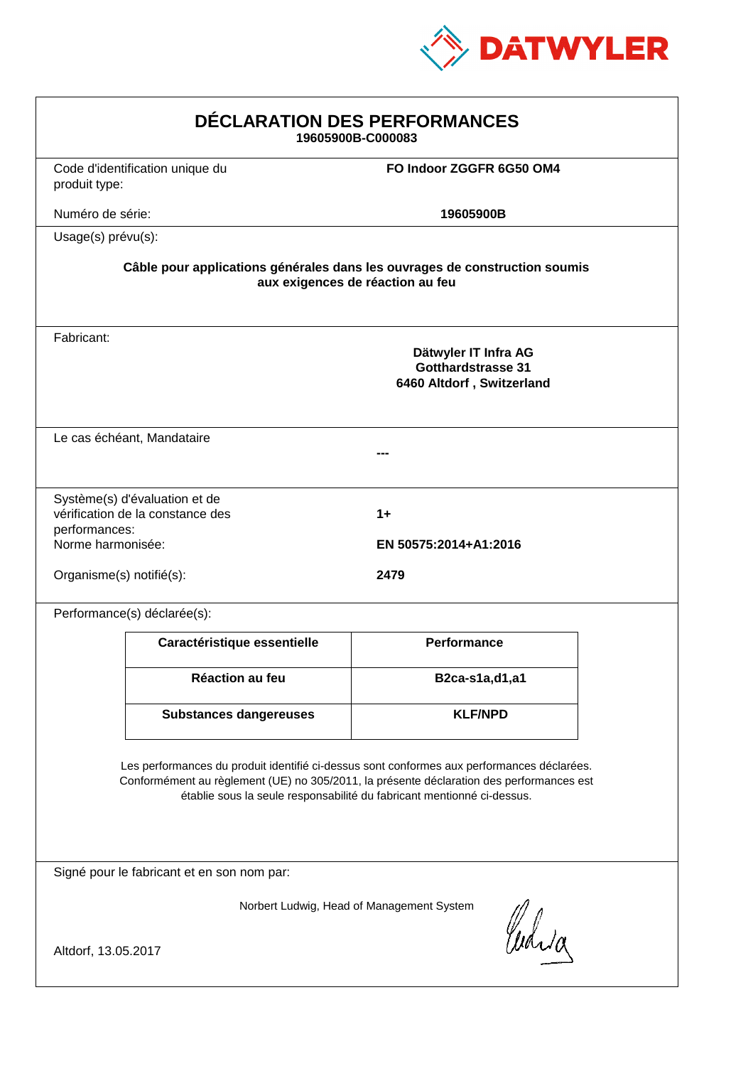DATWYLER

# DÉCLARATION DES PERFORMANCES

**19605900B-C000083**

| | |
|---|---|
| Code d'identification unique du produit type: | **FO Indoor ZGGFR 6G50 OM4** |
| Numéro de série: | **19605900B** |

Usage(s) prévu(s):

**Câble pour applications générales dans les ouvrages de construction soumis aux exigences de réaction au feu**

Fabricant:

**Dätwyler IT Infra AG**
**Gotthardstrasse 31**
**6460 Altdorf , Switzerland**

Le cas échéant, Mandataire

**---**

| | |
|---|---|
| Système(s) d'évaluation et de vérification de la constance des performances: | **1+** |
| Norme harmonisée: | **EN 50575:2014+A1:2016** |
| Organisme(s) notifié(s): | **2479** |

Performance(s) déclarée(s):

| Caractéristique essentielle | Performance |
|---|---|
| **Réaction au feu** | **B2ca-s1a,d1,a1** |
| **Substances dangereuses** | **KLF/NPD** |

Les performances du produit identifié ci-dessus sont conformes aux performances déclarées. Conformément au règlement (UE) no 305/2011, la présente déclaration des performances est établie sous la seule responsabilité du fabricant mentionné ci-dessus.

Signé pour le fabricant et en son nom par:

Norbert Ludwig, Head of Management System

Altdorf, 13.05.2017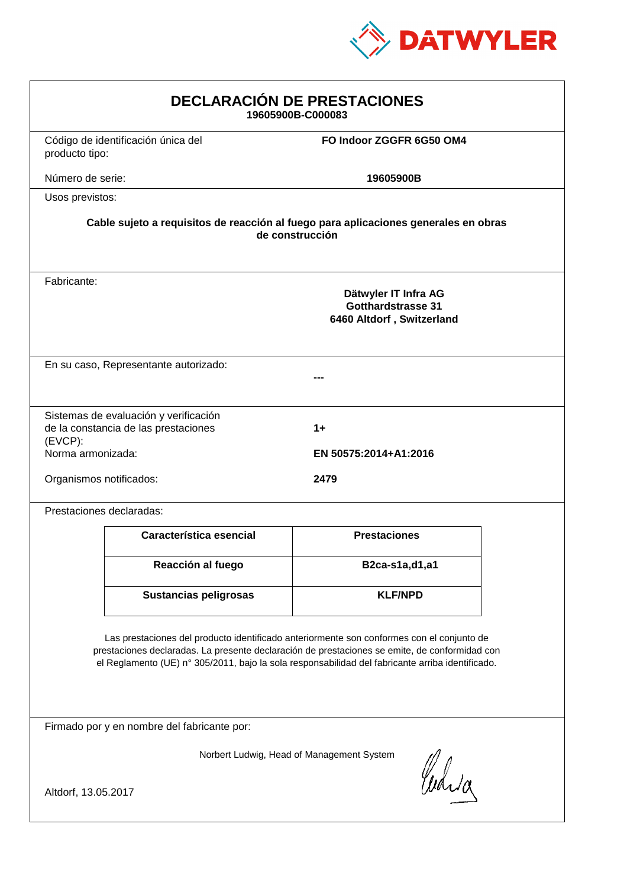DATWYLER

# DECLARACIÓN DE PRESTACIONES

**19605900B-C000083**

| | |
|---|---|
| Código de identificación única del producto tipo: | **FO Indoor ZGGFR 6G50 OM4** |
| Número de serie: | **19605900B** |

Usos previstos:

**Cable sujeto a requisitos de reacción al fuego para aplicaciones generales en obras de construcción**

Fabricante:

**Dätwyler IT Infra AG**
**Gotthardstrasse 31**
**6460 Altdorf , Switzerland**

En su caso, Representante autorizado:

**---**

| | |
|---|---|
| Sistemas de evaluación y verificación de la constancia de las prestaciones (EVCP): | **1+** |
| Norma armonizada: | **EN 50575:2014+A1:2016** |
| Organismos notificados: | **2479** |

Prestaciones declaradas:

| Característica esencial | Prestaciones |
|---|---|
| **Reacción al fuego** | **B2ca-s1a,d1,a1** |
| **Sustancias peligrosas** | **KLF/NPD** |

Las prestaciones del producto identificado anteriormente son conformes con el conjunto de prestaciones declaradas. La presente declaración de prestaciones se emite, de conformidad con el Reglamento (UE) n° 305/2011, bajo la sola responsabilidad del fabricante arriba identificado.

Firmado por y en nombre del fabricante por:

Norbert Ludwig, Head of Management System

Altdorf, 13.05.2017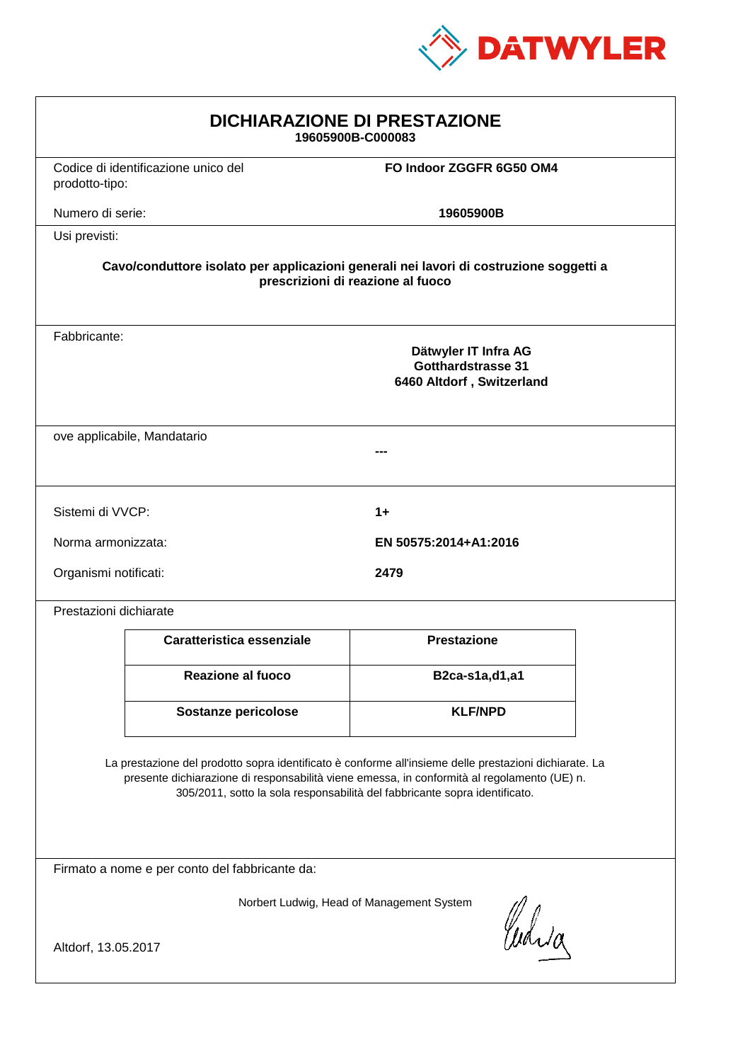DATWYLER

# DICHIARAZIONE DI PRESTAZIONE

**19605900B-C000083**

Codice di identificazione unico del prodotto-tipo: **FO Indoor ZGGFR 6G50 OM4**

Numero di serie: **19605900B**

Usi previsti:

**Cavo/conduttore isolato per applicazioni generali nei lavori di costruzione soggetti a prescrizioni di reazione al fuoco**

Fabbricante:

**Dätwyler IT Infra AG**
**Gotthardstrasse 31**
**6460 Altdorf , Switzerland**

ove applicabile, Mandatario

**---**

Sistemi di VVCP: **1+**

Norma armonizzata: **EN 50575:2014+A1:2016**

Organismi notificati: **2479**

Prestazioni dichiarate

| Caratteristica essenziale | Prestazione |
|---|---|
| **Reazione al fuoco** | **B2ca-s1a,d1,a1** |
| **Sostanze pericolose** | **KLF/NPD** |

La prestazione del prodotto sopra identificato è conforme all'insieme delle prestazioni dichiarate. La presente dichiarazione di responsabilità viene emessa, in conformità al regolamento (UE) n. 305/2011, sotto la sola responsabilità del fabbricante sopra identificato.

Firmato a nome e per conto del fabbricante da:

Norbert Ludwig, Head of Management System

Altdorf, 13.05.2017